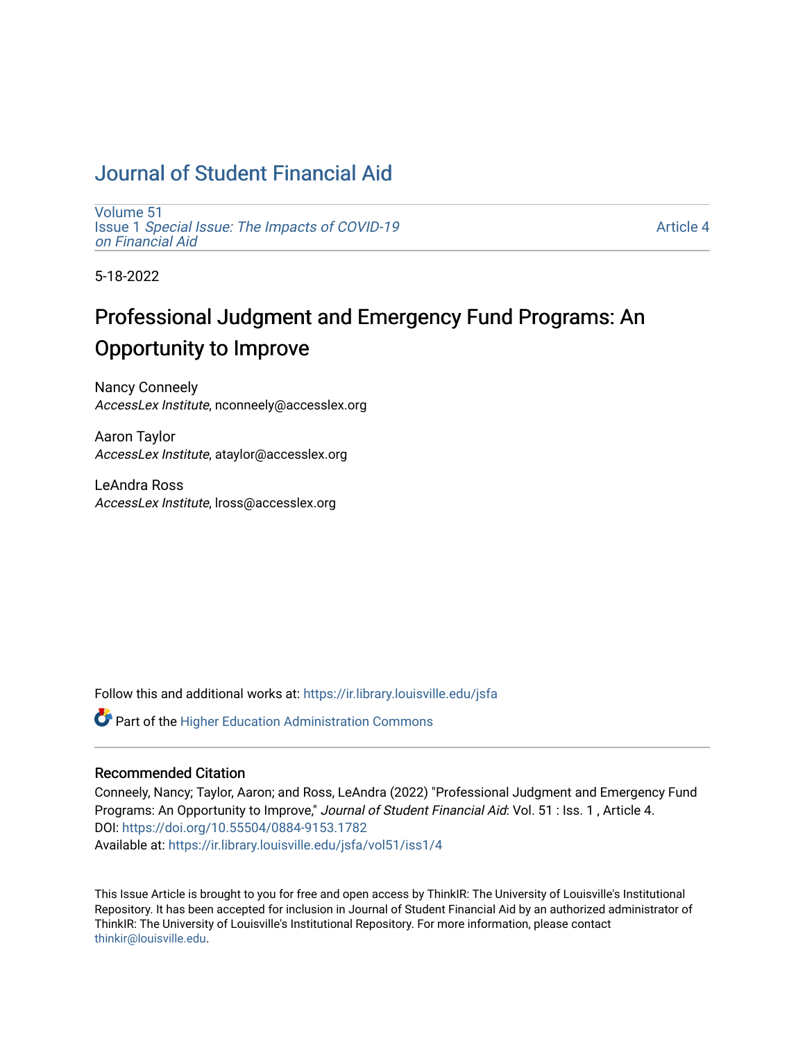# Journal of Student Financial Aid

Volume 51
Issue 1 *Special Issue: The Impacts of COVID-19 on Financial Aid*

Article 4

5-18-2022

## Professional Judgment and Emergency Fund Programs: An Opportunity to Improve

Nancy Conneely
*AccessLex Institute*, nconneely@accesslex.org

Aaron Taylor
*AccessLex Institute*, ataylor@accesslex.org

LeAndra Ross
*AccessLex Institute*, lross@accesslex.org

Follow this and additional works at: https://ir.library.louisville.edu/jsfa

Part of the Higher Education Administration Commons

### Recommended Citation

Conneely, Nancy; Taylor, Aaron; and Ross, LeAndra (2022) "Professional Judgment and Emergency Fund Programs: An Opportunity to Improve," *Journal of Student Financial Aid*: Vol. 51 : Iss. 1 , Article 4.
DOI: https://doi.org/10.55504/0884-9153.1782
Available at: https://ir.library.louisville.edu/jsfa/vol51/iss1/4

This Issue Article is brought to you for free and open access by ThinkIR: The University of Louisville's Institutional Repository. It has been accepted for inclusion in Journal of Student Financial Aid by an authorized administrator of ThinkIR: The University of Louisville's Institutional Repository. For more information, please contact thinkir@louisville.edu.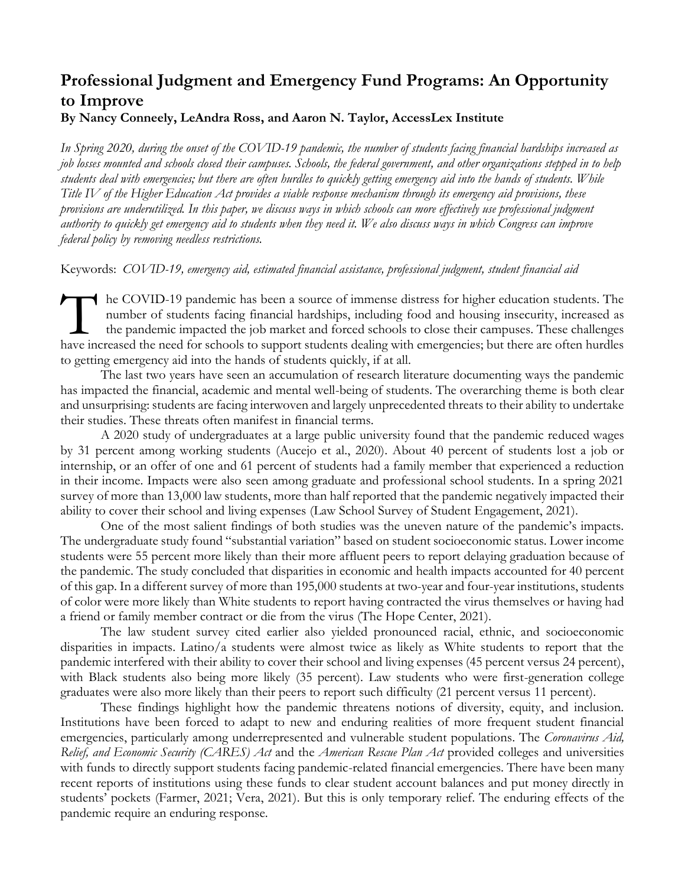## Professional Judgment and Emergency Fund Programs: An Opportunity to Improve

**By Nancy Conneely, LeAndra Ross, and Aaron N. Taylor, AccessLex Institute**

*In Spring 2020, during the onset of the COVID-19 pandemic, the number of students facing financial hardships increased as job losses mounted and schools closed their campuses. Schools, the federal government, and other organizations stepped in to help students deal with emergencies; but there are often hurdles to quickly getting emergency aid into the hands of students. While Title IV of the Higher Education Act provides a viable response mechanism through its emergency aid provisions, these provisions are underutilized. In this paper, we discuss ways in which schools can more effectively use professional judgment authority to quickly get emergency aid to students when they need it. We also discuss ways in which Congress can improve federal policy by removing needless restrictions.*

Keywords: *COVID-19, emergency aid, estimated financial assistance, professional judgment, student financial aid*

The COVID-19 pandemic has been a source of immense distress for higher education students. The number of students facing financial hardships, including food and housing insecurity, increased as the pandemic impacted the job market and forced schools to close their campuses. These challenges have increased the need for schools to support students dealing with emergencies; but there are often hurdles to getting emergency aid into the hands of students quickly, if at all.

The last two years have seen an accumulation of research literature documenting ways the pandemic has impacted the financial, academic and mental well-being of students. The overarching theme is both clear and unsurprising: students are facing interwoven and largely unprecedented threats to their ability to undertake their studies. These threats often manifest in financial terms.

A 2020 study of undergraduates at a large public university found that the pandemic reduced wages by 31 percent among working students (Aucejo et al., 2020). About 40 percent of students lost a job or internship, or an offer of one and 61 percent of students had a family member that experienced a reduction in their income. Impacts were also seen among graduate and professional school students. In a spring 2021 survey of more than 13,000 law students, more than half reported that the pandemic negatively impacted their ability to cover their school and living expenses (Law School Survey of Student Engagement, 2021).

One of the most salient findings of both studies was the uneven nature of the pandemic's impacts. The undergraduate study found "substantial variation" based on student socioeconomic status. Lower income students were 55 percent more likely than their more affluent peers to report delaying graduation because of the pandemic. The study concluded that disparities in economic and health impacts accounted for 40 percent of this gap. In a different survey of more than 195,000 students at two-year and four-year institutions, students of color were more likely than White students to report having contracted the virus themselves or having had a friend or family member contract or die from the virus (The Hope Center, 2021).

The law student survey cited earlier also yielded pronounced racial, ethnic, and socioeconomic disparities in impacts. Latino/a students were almost twice as likely as White students to report that the pandemic interfered with their ability to cover their school and living expenses (45 percent versus 24 percent), with Black students also being more likely (35 percent). Law students who were first-generation college graduates were also more likely than their peers to report such difficulty (21 percent versus 11 percent).

These findings highlight how the pandemic threatens notions of diversity, equity, and inclusion. Institutions have been forced to adapt to new and enduring realities of more frequent student financial emergencies, particularly among underrepresented and vulnerable student populations. The *Coronavirus Aid, Relief, and Economic Security (CARES) Act* and the *American Rescue Plan Act* provided colleges and universities with funds to directly support students facing pandemic-related financial emergencies. There have been many recent reports of institutions using these funds to clear student account balances and put money directly in students' pockets (Farmer, 2021; Vera, 2021). But this is only temporary relief. The enduring effects of the pandemic require an enduring response.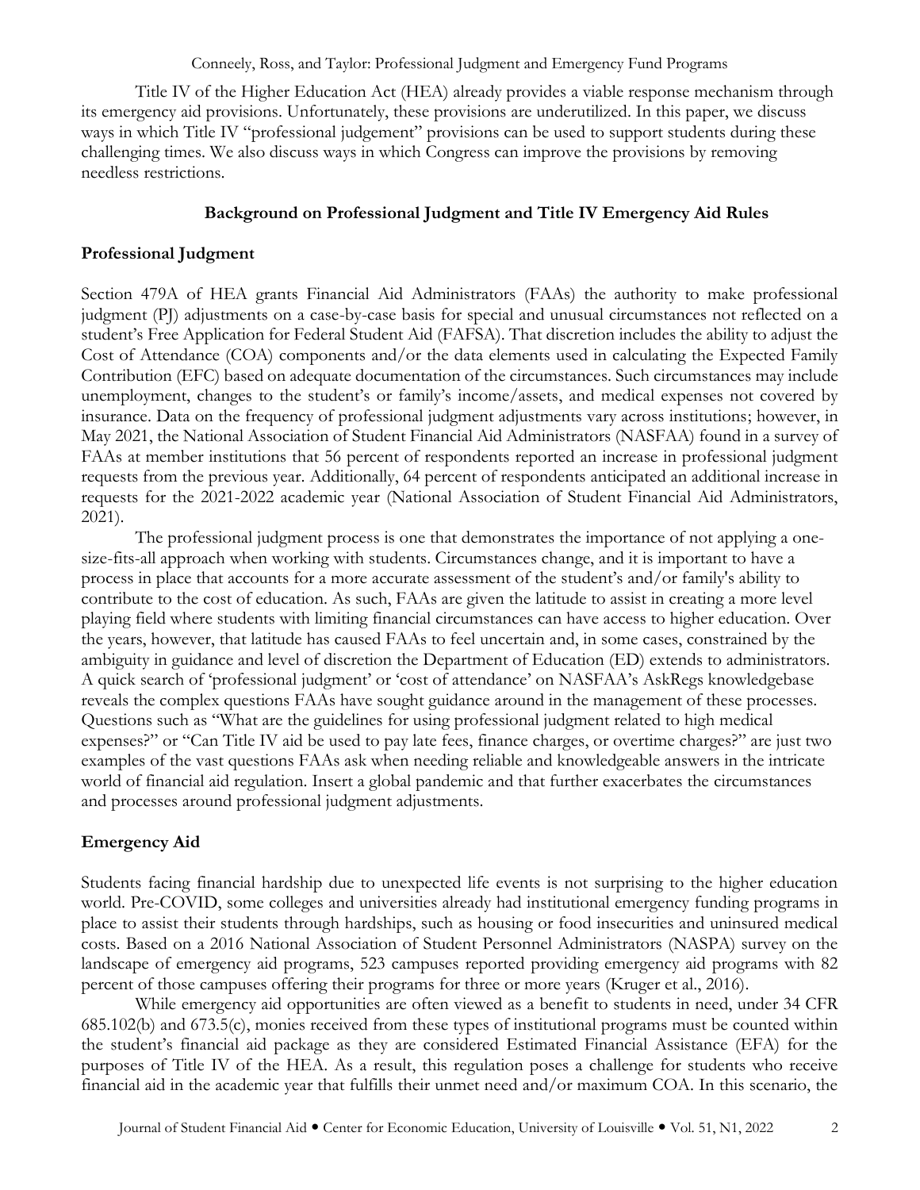Title IV of the Higher Education Act (HEA) already provides a viable response mechanism through its emergency aid provisions. Unfortunately, these provisions are underutilized. In this paper, we discuss ways in which Title IV "professional judgement" provisions can be used to support students during these challenging times. We also discuss ways in which Congress can improve the provisions by removing needless restrictions.

## Background on Professional Judgment and Title IV Emergency Aid Rules

### Professional Judgment

Section 479A of HEA grants Financial Aid Administrators (FAAs) the authority to make professional judgment (PJ) adjustments on a case-by-case basis for special and unusual circumstances not reflected on a student's Free Application for Federal Student Aid (FAFSA). That discretion includes the ability to adjust the Cost of Attendance (COA) components and/or the data elements used in calculating the Expected Family Contribution (EFC) based on adequate documentation of the circumstances. Such circumstances may include unemployment, changes to the student's or family's income/assets, and medical expenses not covered by insurance. Data on the frequency of professional judgment adjustments vary across institutions; however, in May 2021, the National Association of Student Financial Aid Administrators (NASFAA) found in a survey of FAAs at member institutions that 56 percent of respondents reported an increase in professional judgment requests from the previous year. Additionally, 64 percent of respondents anticipated an additional increase in requests for the 2021-2022 academic year (National Association of Student Financial Aid Administrators, 2021).

The professional judgment process is one that demonstrates the importance of not applying a one-size-fits-all approach when working with students. Circumstances change, and it is important to have a process in place that accounts for a more accurate assessment of the student's and/or family's ability to contribute to the cost of education. As such, FAAs are given the latitude to assist in creating a more level playing field where students with limiting financial circumstances can have access to higher education. Over the years, however, that latitude has caused FAAs to feel uncertain and, in some cases, constrained by the ambiguity in guidance and level of discretion the Department of Education (ED) extends to administrators. A quick search of 'professional judgment' or 'cost of attendance' on NASFAA's AskRegs knowledgebase reveals the complex questions FAAs have sought guidance around in the management of these processes. Questions such as "What are the guidelines for using professional judgment related to high medical expenses?" or "Can Title IV aid be used to pay late fees, finance charges, or overtime charges?" are just two examples of the vast questions FAAs ask when needing reliable and knowledgeable answers in the intricate world of financial aid regulation. Insert a global pandemic and that further exacerbates the circumstances and processes around professional judgment adjustments.

### Emergency Aid

Students facing financial hardship due to unexpected life events is not surprising to the higher education world. Pre-COVID, some colleges and universities already had institutional emergency funding programs in place to assist their students through hardships, such as housing or food insecurities and uninsured medical costs. Based on a 2016 National Association of Student Personnel Administrators (NASPA) survey on the landscape of emergency aid programs, 523 campuses reported providing emergency aid programs with 82 percent of those campuses offering their programs for three or more years (Kruger et al., 2016).

While emergency aid opportunities are often viewed as a benefit to students in need, under 34 CFR 685.102(b) and 673.5(c), monies received from these types of institutional programs must be counted within the student's financial aid package as they are considered Estimated Financial Assistance (EFA) for the purposes of Title IV of the HEA. As a result, this regulation poses a challenge for students who receive financial aid in the academic year that fulfills their unmet need and/or maximum COA. In this scenario, the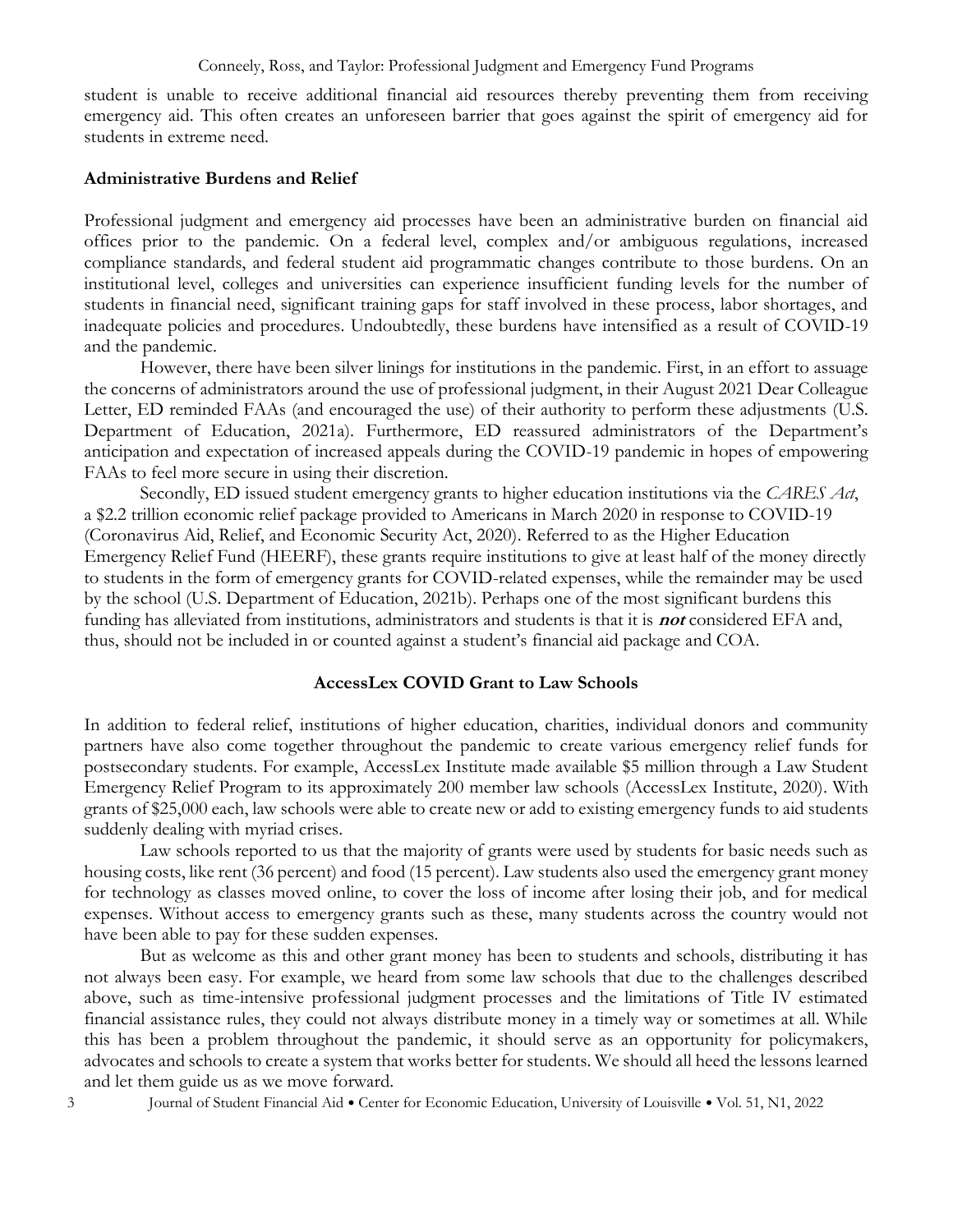student is unable to receive additional financial aid resources thereby preventing them from receiving emergency aid. This often creates an unforeseen barrier that goes against the spirit of emergency aid for students in extreme need.

## Administrative Burdens and Relief

Professional judgment and emergency aid processes have been an administrative burden on financial aid offices prior to the pandemic. On a federal level, complex and/or ambiguous regulations, increased compliance standards, and federal student aid programmatic changes contribute to those burdens. On an institutional level, colleges and universities can experience insufficient funding levels for the number of students in financial need, significant training gaps for staff involved in these process, labor shortages, and inadequate policies and procedures. Undoubtedly, these burdens have intensified as a result of COVID-19 and the pandemic.

However, there have been silver linings for institutions in the pandemic. First, in an effort to assuage the concerns of administrators around the use of professional judgment, in their August 2021 Dear Colleague Letter, ED reminded FAAs (and encouraged the use) of their authority to perform these adjustments (U.S. Department of Education, 2021a). Furthermore, ED reassured administrators of the Department's anticipation and expectation of increased appeals during the COVID-19 pandemic in hopes of empowering FAAs to feel more secure in using their discretion.

Secondly, ED issued student emergency grants to higher education institutions via the *CARES Act*, a $2.2 trillion economic relief package provided to Americans in March 2020 in response to COVID-19 (Coronavirus Aid, Relief, and Economic Security Act, 2020). Referred to as the Higher Education Emergency Relief Fund (HEERF), these grants require institutions to give at least half of the money directly to students in the form of emergency grants for COVID-related expenses, while the remainder may be used by the school (U.S. Department of Education, 2021b). Perhaps one of the most significant burdens this funding has alleviated from institutions, administrators and students is that it is ***not*** considered EFA and, thus, should not be included in or counted against a student's financial aid package and COA.

## AccessLex COVID Grant to Law Schools

In addition to federal relief, institutions of higher education, charities, individual donors and community partners have also come together throughout the pandemic to create various emergency relief funds for postsecondary students. For example, AccessLex Institute made available $5 million through a Law Student Emergency Relief Program to its approximately 200 member law schools (AccessLex Institute, 2020). With grants of $25,000 each, law schools were able to create new or add to existing emergency funds to aid students suddenly dealing with myriad crises.

Law schools reported to us that the majority of grants were used by students for basic needs such as housing costs, like rent (36 percent) and food (15 percent). Law students also used the emergency grant money for technology as classes moved online, to cover the loss of income after losing their job, and for medical expenses. Without access to emergency grants such as these, many students across the country would not have been able to pay for these sudden expenses.

But as welcome as this and other grant money has been to students and schools, distributing it has not always been easy. For example, we heard from some law schools that due to the challenges described above, such as time-intensive professional judgment processes and the limitations of Title IV estimated financial assistance rules, they could not always distribute money in a timely way or sometimes at all. While this has been a problem throughout the pandemic, it should serve as an opportunity for policymakers, advocates and schools to create a system that works better for students. We should all heed the lessons learned and let them guide us as we move forward.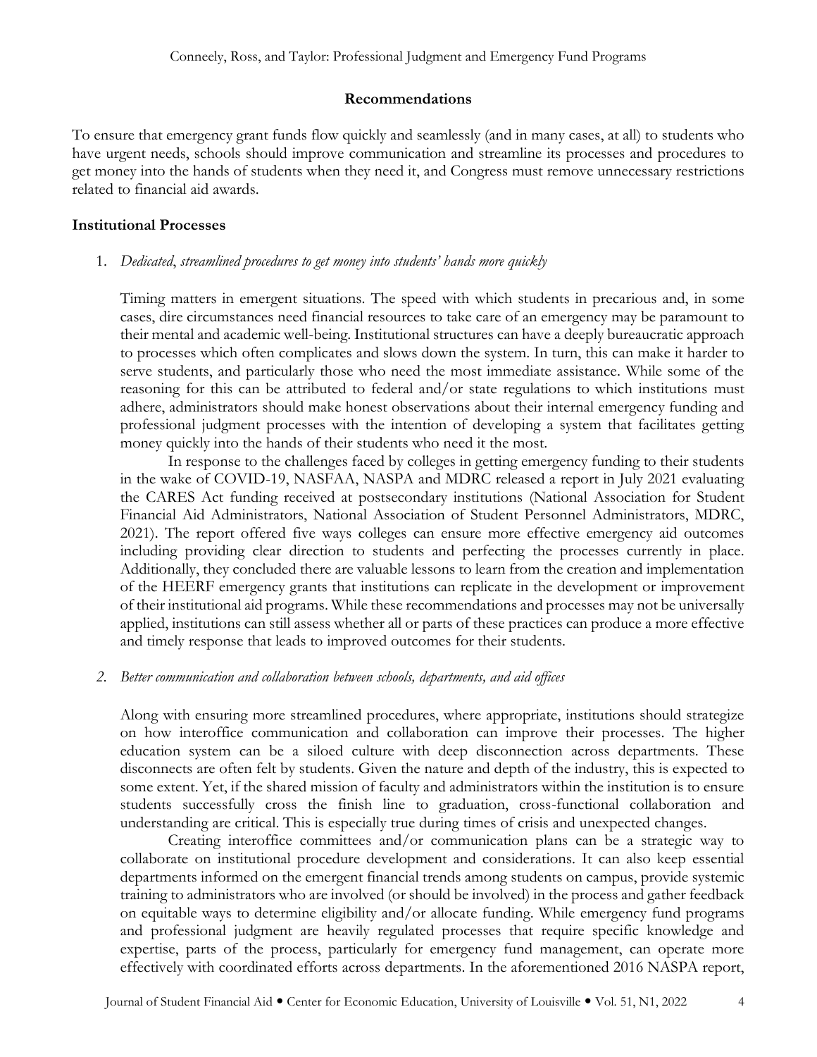## Recommendations

To ensure that emergency grant funds flow quickly and seamlessly (and in many cases, at all) to students who have urgent needs, schools should improve communication and streamline its processes and procedures to get money into the hands of students when they need it, and Congress must remove unnecessary restrictions related to financial aid awards.

### Institutional Processes

1. *Dedicated, streamlined procedures to get money into students' hands more quickly*

   Timing matters in emergent situations. The speed with which students in precarious and, in some cases, dire circumstances need financial resources to take care of an emergency may be paramount to their mental and academic well-being. Institutional structures can have a deeply bureaucratic approach to processes which often complicates and slows down the system. In turn, this can make it harder to serve students, and particularly those who need the most immediate assistance. While some of the reasoning for this can be attributed to federal and/or state regulations to which institutions must adhere, administrators should make honest observations about their internal emergency funding and professional judgment processes with the intention of developing a system that facilitates getting money quickly into the hands of their students who need it the most.

   In response to the challenges faced by colleges in getting emergency funding to their students in the wake of COVID-19, NASFAA, NASPA and MDRC released a report in July 2021 evaluating the CARES Act funding received at postsecondary institutions (National Association for Student Financial Aid Administrators, National Association of Student Personnel Administrators, MDRC, 2021). The report offered five ways colleges can ensure more effective emergency aid outcomes including providing clear direction to students and perfecting the processes currently in place. Additionally, they concluded there are valuable lessons to learn from the creation and implementation of the HEERF emergency grants that institutions can replicate in the development or improvement of their institutional aid programs. While these recommendations and processes may not be universally applied, institutions can still assess whether all or parts of these practices can produce a more effective and timely response that leads to improved outcomes for their students.

2. *Better communication and collaboration between schools, departments, and aid offices*

   Along with ensuring more streamlined procedures, where appropriate, institutions should strategize on how interoffice communication and collaboration can improve their processes. The higher education system can be a siloed culture with deep disconnection across departments. These disconnects are often felt by students. Given the nature and depth of the industry, this is expected to some extent. Yet, if the shared mission of faculty and administrators within the institution is to ensure students successfully cross the finish line to graduation, cross-functional collaboration and understanding are critical. This is especially true during times of crisis and unexpected changes.

   Creating interoffice committees and/or communication plans can be a strategic way to collaborate on institutional procedure development and considerations. It can also keep essential departments informed on the emergent financial trends among students on campus, provide systemic training to administrators who are involved (or should be involved) in the process and gather feedback on equitable ways to determine eligibility and/or allocate funding. While emergency fund programs and professional judgment are heavily regulated processes that require specific knowledge and expertise, parts of the process, particularly for emergency fund management, can operate more effectively with coordinated efforts across departments. In the aforementioned 2016 NASPA report,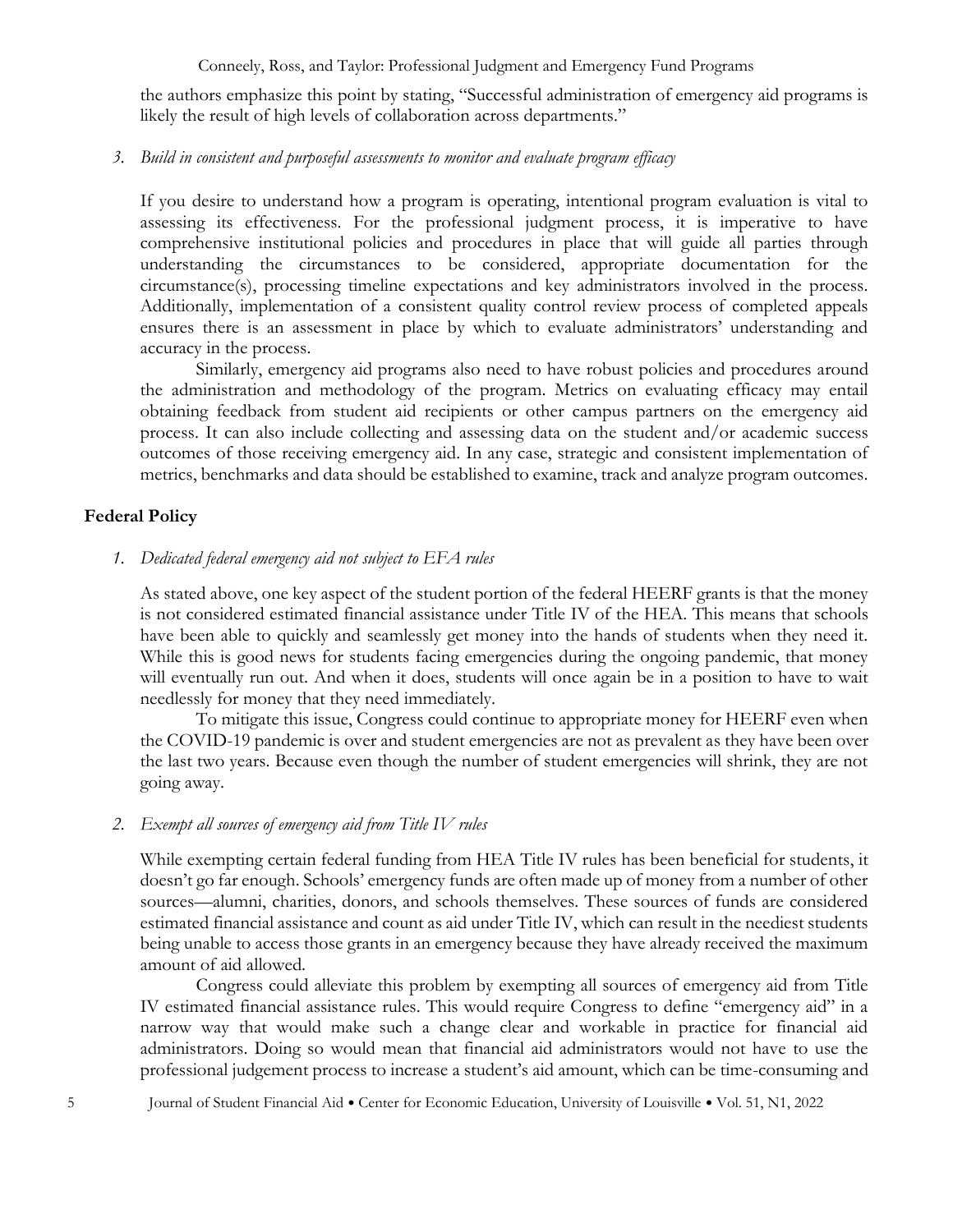the authors emphasize this point by stating, "Successful administration of emergency aid programs is likely the result of high levels of collaboration across departments."

3. *Build in consistent and purposeful assessments to monitor and evaluate program efficacy*

If you desire to understand how a program is operating, intentional program evaluation is vital to assessing its effectiveness. For the professional judgment process, it is imperative to have comprehensive institutional policies and procedures in place that will guide all parties through understanding the circumstances to be considered, appropriate documentation for the circumstance(s), processing timeline expectations and key administrators involved in the process. Additionally, implementation of a consistent quality control review process of completed appeals ensures there is an assessment in place by which to evaluate administrators' understanding and accuracy in the process.

Similarly, emergency aid programs also need to have robust policies and procedures around the administration and methodology of the program. Metrics on evaluating efficacy may entail obtaining feedback from student aid recipients or other campus partners on the emergency aid process. It can also include collecting and assessing data on the student and/or academic success outcomes of those receiving emergency aid. In any case, strategic and consistent implementation of metrics, benchmarks and data should be established to examine, track and analyze program outcomes.

## Federal Policy

1. *Dedicated federal emergency aid not subject to EFA rules*

As stated above, one key aspect of the student portion of the federal HEERF grants is that the money is not considered estimated financial assistance under Title IV of the HEA. This means that schools have been able to quickly and seamlessly get money into the hands of students when they need it. While this is good news for students facing emergencies during the ongoing pandemic, that money will eventually run out. And when it does, students will once again be in a position to have to wait needlessly for money that they need immediately.

To mitigate this issue, Congress could continue to appropriate money for HEERF even when the COVID-19 pandemic is over and student emergencies are not as prevalent as they have been over the last two years. Because even though the number of student emergencies will shrink, they are not going away.

2. *Exempt all sources of emergency aid from Title IV rules*

While exempting certain federal funding from HEA Title IV rules has been beneficial for students, it doesn't go far enough. Schools' emergency funds are often made up of money from a number of other sources—alumni, charities, donors, and schools themselves. These sources of funds are considered estimated financial assistance and count as aid under Title IV, which can result in the neediest students being unable to access those grants in an emergency because they have already received the maximum amount of aid allowed.

Congress could alleviate this problem by exempting all sources of emergency aid from Title IV estimated financial assistance rules. This would require Congress to define "emergency aid" in a narrow way that would make such a change clear and workable in practice for financial aid administrators. Doing so would mean that financial aid administrators would not have to use the professional judgement process to increase a student's aid amount, which can be time-consuming and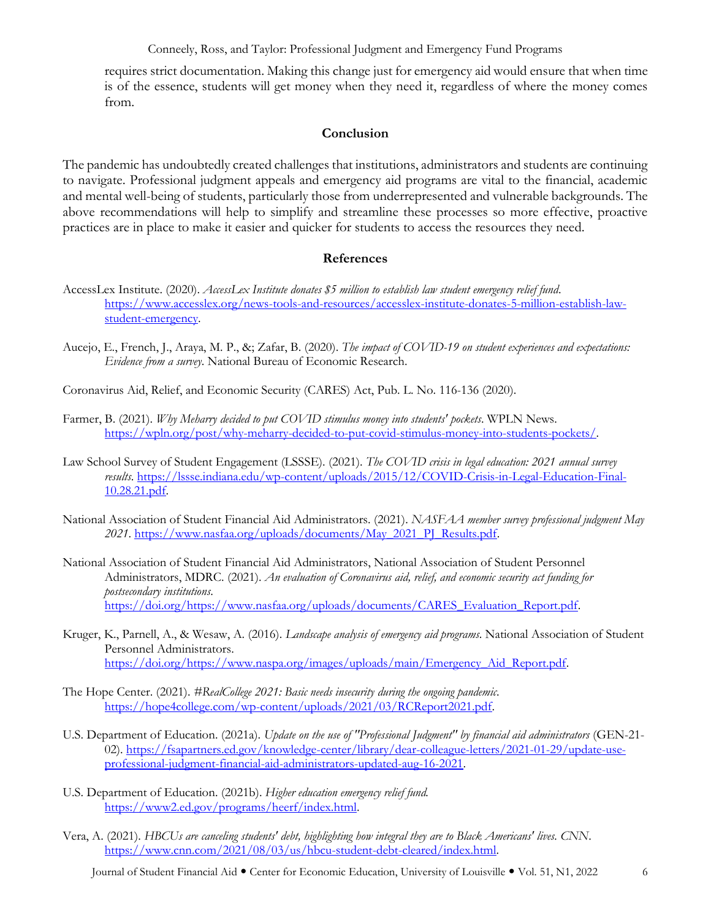requires strict documentation. Making this change just for emergency aid would ensure that when time is of the essence, students will get money when they need it, regardless of where the money comes from.

## Conclusion

The pandemic has undoubtedly created challenges that institutions, administrators and students are continuing to navigate. Professional judgment appeals and emergency aid programs are vital to the financial, academic and mental well-being of students, particularly those from underrepresented and vulnerable backgrounds. The above recommendations will help to simplify and streamline these processes so more effective, proactive practices are in place to make it easier and quicker for students to access the resources they need.

## References

AccessLex Institute. (2020). *AccessLex Institute donates $5 million to establish law student emergency relief fund*. https://www.accesslex.org/news-tools-and-resources/accesslex-institute-donates-5-million-establish-law-student-emergency.

Aucejo, E., French, J., Araya, M. P., &; Zafar, B. (2020). *The impact of COVID-19 on student experiences and expectations: Evidence from a survey*. National Bureau of Economic Research.

Coronavirus Aid, Relief, and Economic Security (CARES) Act, Pub. L. No. 116-136 (2020).

Farmer, B. (2021). *Why Meharry decided to put COVID stimulus money into students' pockets*. WPLN News. https://wpln.org/post/why-meharry-decided-to-put-covid-stimulus-money-into-students-pockets/.

Law School Survey of Student Engagement (LSSSE). (2021). *The COVID crisis in legal education: 2021 annual survey results*. https://lssse.indiana.edu/wp-content/uploads/2015/12/COVID-Crisis-in-Legal-Education-Final-10.28.21.pdf.

National Association of Student Financial Aid Administrators. (2021). *NASFAA member survey professional judgment May 2021*. https://www.nasfaa.org/uploads/documents/May_2021_PJ_Results.pdf.

National Association of Student Financial Aid Administrators, National Association of Student Personnel Administrators, MDRC. (2021). *An evaluation of Coronavirus aid, relief, and economic security act funding for postsecondary institutions*. https://doi.org/https://www.nasfaa.org/uploads/documents/CARES_Evaluation_Report.pdf.

Kruger, K., Parnell, A., & Wesaw, A. (2016). *Landscape analysis of emergency aid programs*. National Association of Student Personnel Administrators. https://doi.org/https://www.naspa.org/images/uploads/main/Emergency_Aid_Report.pdf.

The Hope Center. (2021). *#RealCollege 2021: Basic needs insecurity during the ongoing pandemic*. https://hope4college.com/wp-content/uploads/2021/03/RCReport2021.pdf.

U.S. Department of Education. (2021a). *Update on the use of "Professional Judgment" by financial aid administrators* (GEN-21-02). https://fsapartners.ed.gov/knowledge-center/library/dear-colleague-letters/2021-01-29/update-use-professional-judgment-financial-aid-administrators-updated-aug-16-2021.

U.S. Department of Education. (2021b). *Higher education emergency relief fund*. https://www2.ed.gov/programs/heerf/index.html.

Vera, A. (2021). *HBCUs are canceling students' debt, highlighting how integral they are to Black Americans' lives. CNN*. https://www.cnn.com/2021/08/03/us/hbcu-student-debt-cleared/index.html.